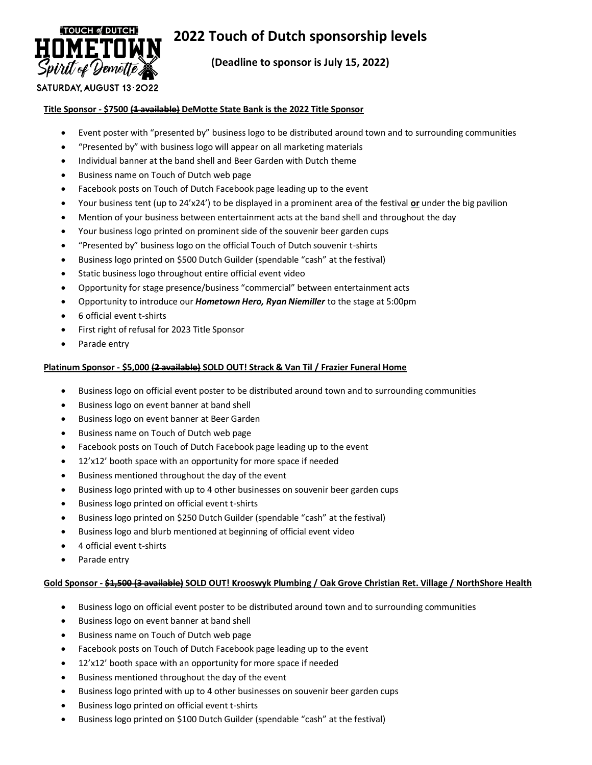TOUCH of DUTCH HOMETOWN Spirit of Demotte

SATURDAY, AUGUST 13 · 2022

# 2022 Touch of Dutch sponsorship levels

**(Deadline to sponsor is July 15, 2022)**

**Title Sponsor - $7500 ~~(1 available)~~ DeMotte State Bank is the 2022 Title Sponsor**

- Event poster with "presented by" business logo to be distributed around town and to surrounding communities
- "Presented by" with business logo will appear on all marketing materials
- Individual banner at the band shell and Beer Garden with Dutch theme
- Business name on Touch of Dutch web page
- Facebook posts on Touch of Dutch Facebook page leading up to the event
- Your business tent (up to 24'x24') to be displayed in a prominent area of the festival **or** under the big pavilion
- Mention of your business between entertainment acts at the band shell and throughout the day
- Your business logo printed on prominent side of the souvenir beer garden cups
- "Presented by" business logo on the official Touch of Dutch souvenir t-shirts
- Business logo printed on $500 Dutch Guilder (spendable "cash" at the festival)
- Static business logo throughout entire official event video
- Opportunity for stage presence/business "commercial" between entertainment acts
- Opportunity to introduce our ***Hometown Hero, Ryan Niemiller*** to the stage at 5:00pm
- 6 official event t-shirts
- First right of refusal for 2023 Title Sponsor
- Parade entry

**Platinum Sponsor - $5,000 ~~(2 available)~~ SOLD OUT! Strack & Van Til / Frazier Funeral Home**

- Business logo on official event poster to be distributed around town and to surrounding communities
- Business logo on event banner at band shell
- Business logo on event banner at Beer Garden
- Business name on Touch of Dutch web page
- Facebook posts on Touch of Dutch Facebook page leading up to the event
- 12'x12' booth space with an opportunity for more space if needed
- Business mentioned throughout the day of the event
- Business logo printed with up to 4 other businesses on souvenir beer garden cups
- Business logo printed on official event t-shirts
- Business logo printed on $250 Dutch Guilder (spendable "cash" at the festival)
- Business logo and blurb mentioned at beginning of official event video
- 4 official event t-shirts
- Parade entry

**Gold Sponsor - ~~$1,500 (3 available)~~ SOLD OUT! Krooswyk Plumbing / Oak Grove Christian Ret. Village / NorthShore Health**

- Business logo on official event poster to be distributed around town and to surrounding communities
- Business logo on event banner at band shell
- Business name on Touch of Dutch web page
- Facebook posts on Touch of Dutch Facebook page leading up to the event
- 12'x12' booth space with an opportunity for more space if needed
- Business mentioned throughout the day of the event
- Business logo printed with up to 4 other businesses on souvenir beer garden cups
- Business logo printed on official event t-shirts
- Business logo printed on $100 Dutch Guilder (spendable "cash" at the festival)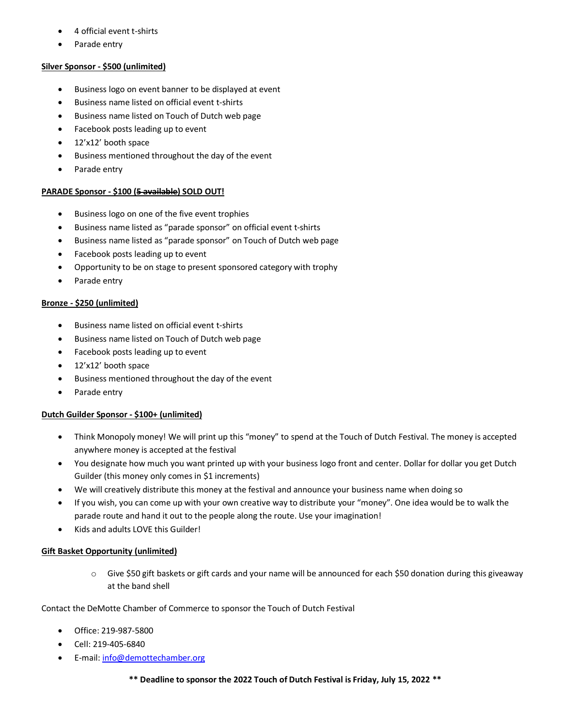- 4 official event t-shirts
- Parade entry

**Silver Sponsor - $500 (unlimited)**

- Business logo on event banner to be displayed at event
- Business name listed on official event t-shirts
- Business name listed on Touch of Dutch web page
- Facebook posts leading up to event
- 12'x12' booth space
- Business mentioned throughout the day of the event
- Parade entry

**PARADE Sponsor - $100 (~~5 available~~) SOLD OUT!**

- Business logo on one of the five event trophies
- Business name listed as "parade sponsor" on official event t-shirts
- Business name listed as "parade sponsor" on Touch of Dutch web page
- Facebook posts leading up to event
- Opportunity to be on stage to present sponsored category with trophy
- Parade entry

**Bronze - $250 (unlimited)**

- Business name listed on official event t-shirts
- Business name listed on Touch of Dutch web page
- Facebook posts leading up to event
- 12'x12' booth space
- Business mentioned throughout the day of the event
- Parade entry

**Dutch Guilder Sponsor - $100+ (unlimited)**

- Think Monopoly money! We will print up this "money" to spend at the Touch of Dutch Festival. The money is accepted anywhere money is accepted at the festival
- You designate how much you want printed up with your business logo front and center. Dollar for dollar you get Dutch Guilder (this money only comes in $1 increments)
- We will creatively distribute this money at the festival and announce your business name when doing so
- If you wish, you can come up with your own creative way to distribute your "money". One idea would be to walk the parade route and hand it out to the people along the route. Use your imagination!
- Kids and adults LOVE this Guilder!

**Gift Basket Opportunity (unlimited)**

- Give $50 gift baskets or gift cards and your name will be announced for each $50 donation during this giveaway at the band shell

Contact the DeMotte Chamber of Commerce to sponsor the Touch of Dutch Festival

- Office: 219-987-5800
- Cell: 219-405-6840
- E-mail: info@demottechamber.org

**\*\* Deadline to sponsor the 2022 Touch of Dutch Festival is Friday, July 15, 2022 \*\***